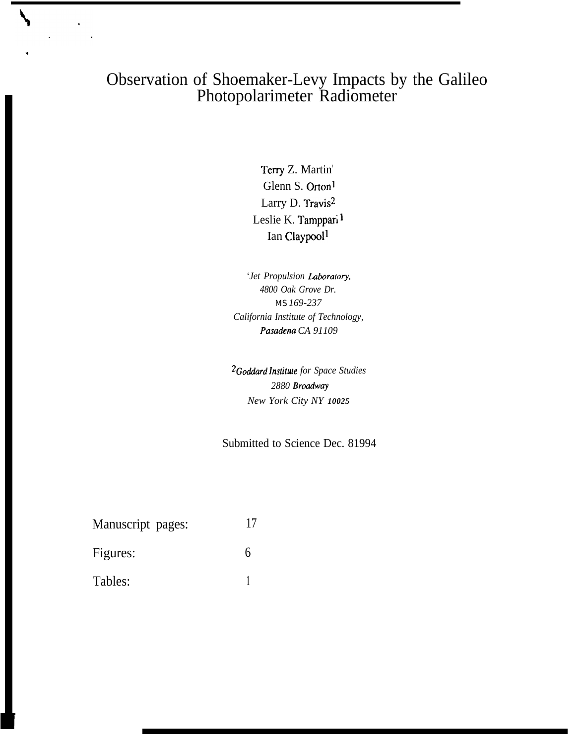# Observation of Shoemaker-Levy Impacts by the Galileo Photopolarimeter Radiometer

Terry Z. Martin[1]
Glenn S. Orton[1]
Larry D. Travis[2]
Leslie K. Tamppari[1]
Ian Claypool[1]

*[1]Jet Propulsion Laboratory,*
*4800 Oak Grove Dr.*
*MS 169-237*
*California Institute of Technology,*
*Pasadena CA 91109*

*[2]Goddard Institute for Space Studies*
*2880 Broadway*
*New York City NY 10025*

Submitted to Science Dec. 81994

Manuscript pages: 17

Figures: 6

Tables: 1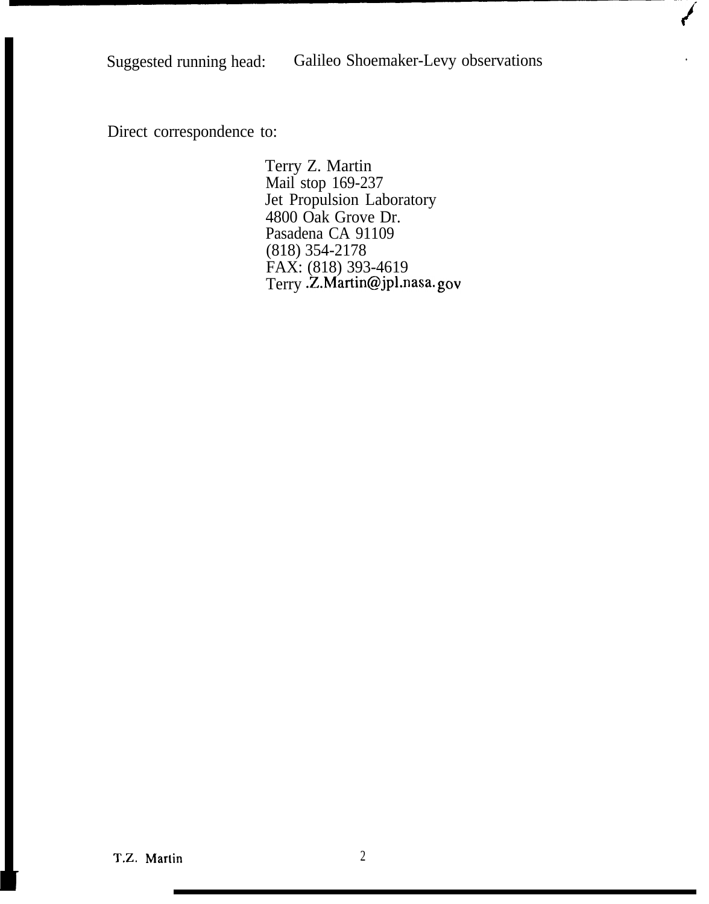Suggested running head: Galileo Shoemaker-Levy observations

Direct correspondence to:

Terry Z. Martin
Mail stop 169-237
Jet Propulsion Laboratory
4800 Oak Grove Dr.
Pasadena CA 91109
(818) 354-2178
FAX: (818) 393-4619
Terry.Z.Martin@jpl.nasa.gov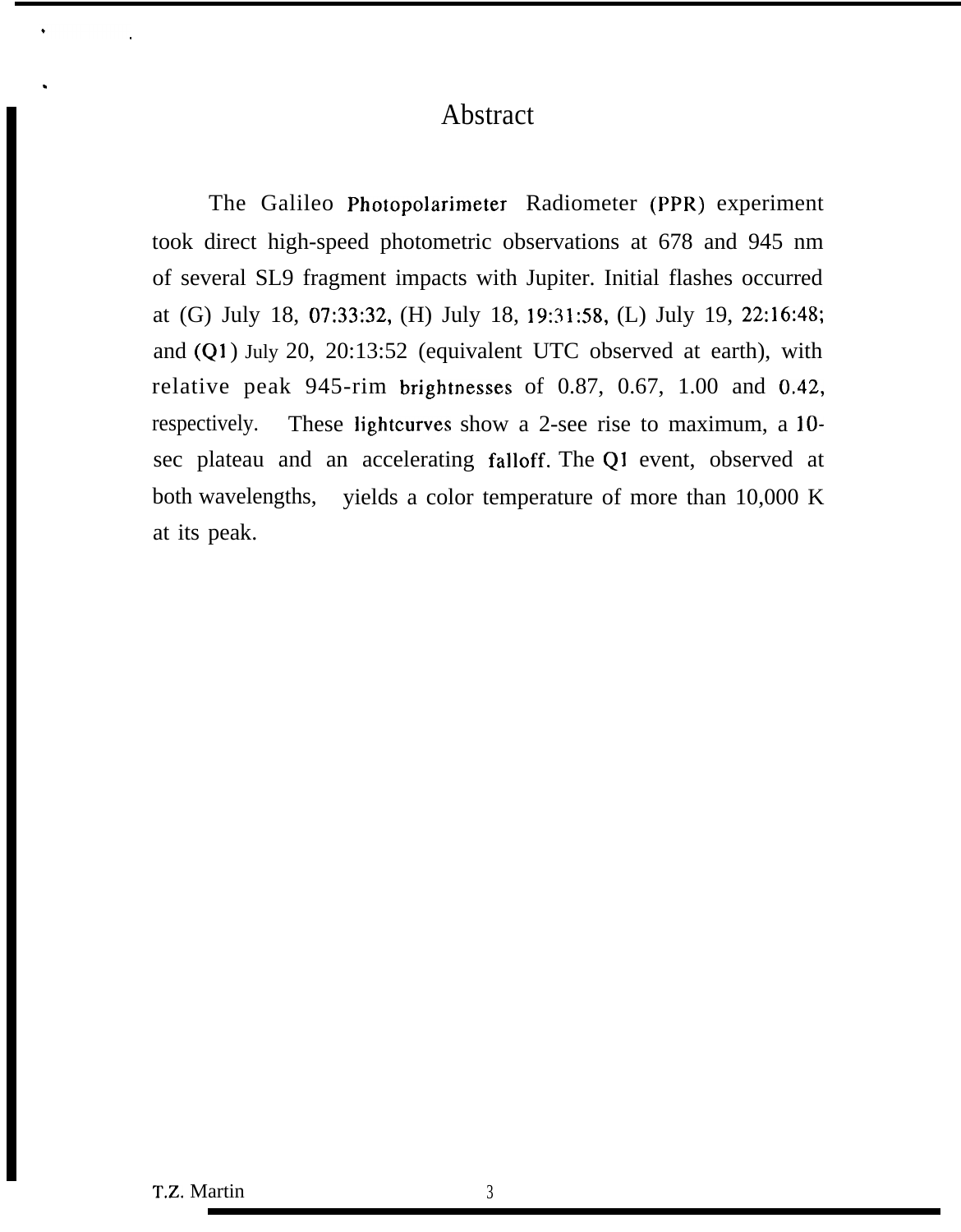# Abstract

The Galileo Photopolarimeter Radiometer (PPR) experiment took direct high-speed photometric observations at 678 and 945 nm of several SL9 fragment impacts with Jupiter. Initial flashes occurred at (G) July 18, 07:33:32, (H) July 18, 19:31:58, (L) July 19, 22:16:48; and (Q1) July 20, 20:13:52 (equivalent UTC observed at earth), with relative peak 945-rim brightnesses of 0.87, 0.67, 1.00 and 0.42, respectively. These lightcurves show a 2-see rise to maximum, a 10-sec plateau and an accelerating falloff. The Q1 event, observed at both wavelengths, yields a color temperature of more than 10,000 K at its peak.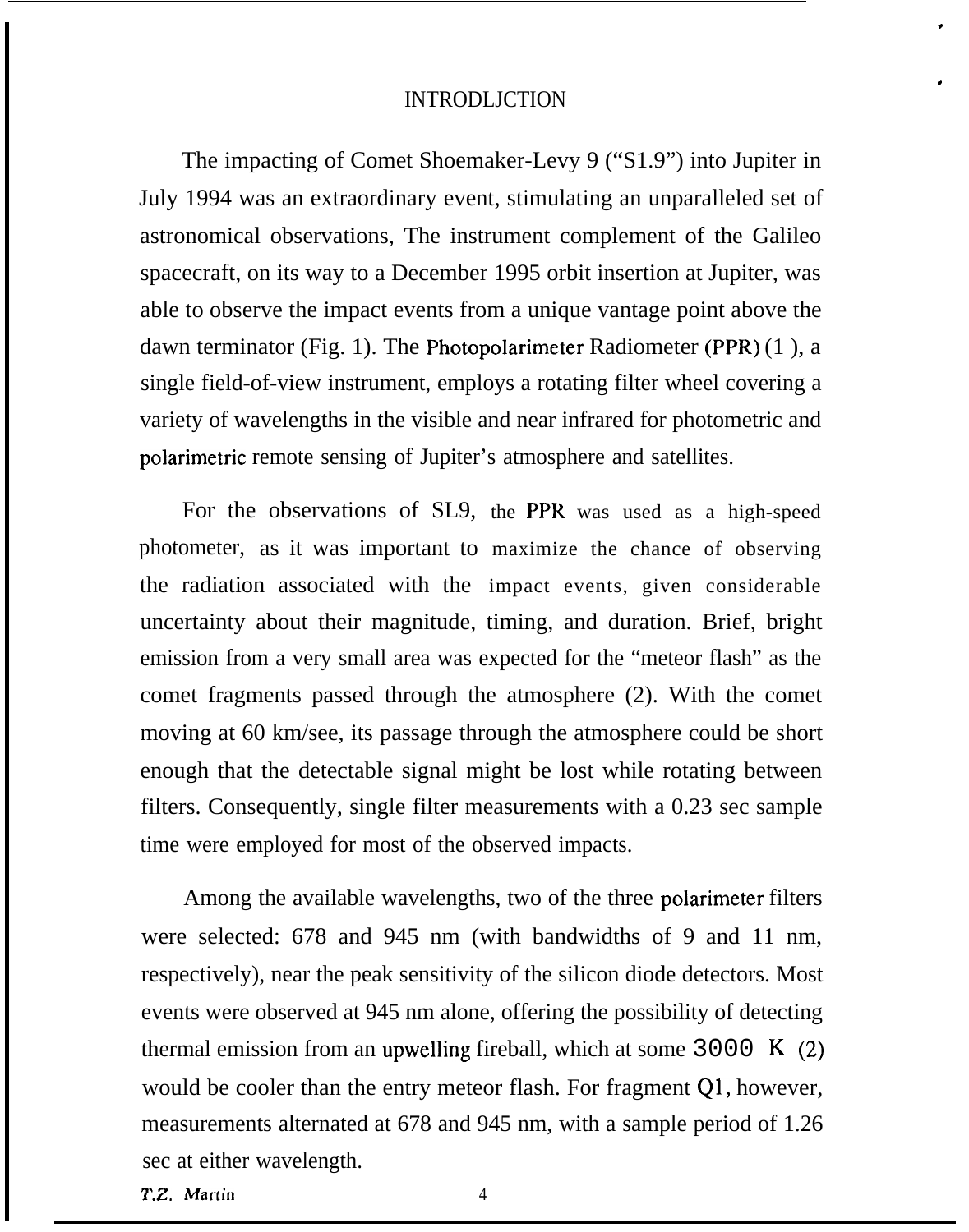# INTRODLJCTION

The impacting of Comet Shoemaker-Levy 9 (“S1.9”) into Jupiter in July 1994 was an extraordinary event, stimulating an unparalleled set of astronomical observations, The instrument complement of the Galileo spacecraft, on its way to a December 1995 orbit insertion at Jupiter, was able to observe the impact events from a unique vantage point above the dawn terminator (Fig. 1). The Photopolarimeter Radiometer (PPR) (1 ), a single field-of-view instrument, employs a rotating filter wheel covering a variety of wavelengths in the visible and near infrared for photometric and polarimetric remote sensing of Jupiter’s atmosphere and satellites.

For the observations of SL9, the PPR was used as a high-speed photometer, as it was important to maximize the chance of observing the radiation associated with the impact events, given considerable uncertainty about their magnitude, timing, and duration. Brief, bright emission from a very small area was expected for the “meteor flash” as the comet fragments passed through the atmosphere (2). With the comet moving at 60 km/see, its passage through the atmosphere could be short enough that the detectable signal might be lost while rotating between filters. Consequently, single filter measurements with a 0.23 sec sample time were employed for most of the observed impacts.

Among the available wavelengths, two of the three polarimeter filters were selected: 678 and 945 nm (with bandwidths of 9 and 11 nm, respectively), near the peak sensitivity of the silicon diode detectors. Most events were observed at 945 nm alone, offering the possibility of detecting thermal emission from an upwelling fireball, which at some 3000 K (2) would be cooler than the entry meteor flash. For fragment Q1, however, measurements alternated at 678 and 945 nm, with a sample period of 1.26 sec at either wavelength.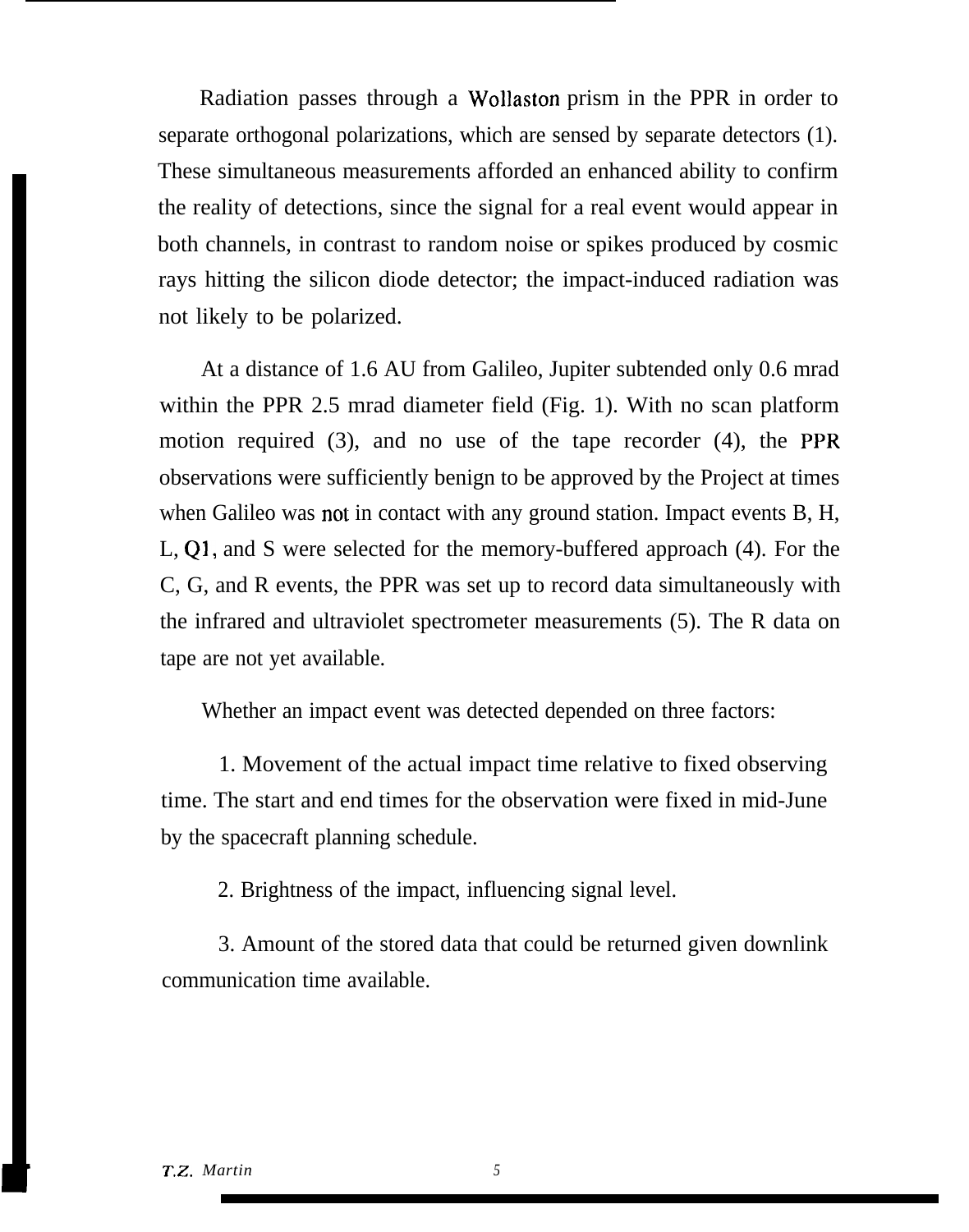Radiation passes through a Wollaston prism in the PPR in order to separate orthogonal polarizations, which are sensed by separate detectors (1). These simultaneous measurements afforded an enhanced ability to confirm the reality of detections, since the signal for a real event would appear in both channels, in contrast to random noise or spikes produced by cosmic rays hitting the silicon diode detector; the impact-induced radiation was not likely to be polarized.

At a distance of 1.6 AU from Galileo, Jupiter subtended only 0.6 mrad within the PPR 2.5 mrad diameter field (Fig. 1). With no scan platform motion required (3), and no use of the tape recorder (4), the PPR observations were sufficiently benign to be approved by the Project at times when Galileo was not in contact with any ground station. Impact events B, H, L, Q1, and S were selected for the memory-buffered approach (4). For the C, G, and R events, the PPR was set up to record data simultaneously with the infrared and ultraviolet spectrometer measurements (5). The R data on tape are not yet available.

Whether an impact event was detected depended on three factors:

1. Movement of the actual impact time relative to fixed observing time. The start and end times for the observation were fixed in mid-June by the spacecraft planning schedule.

2. Brightness of the impact, influencing signal level.

3. Amount of the stored data that could be returned given downlink communication time available.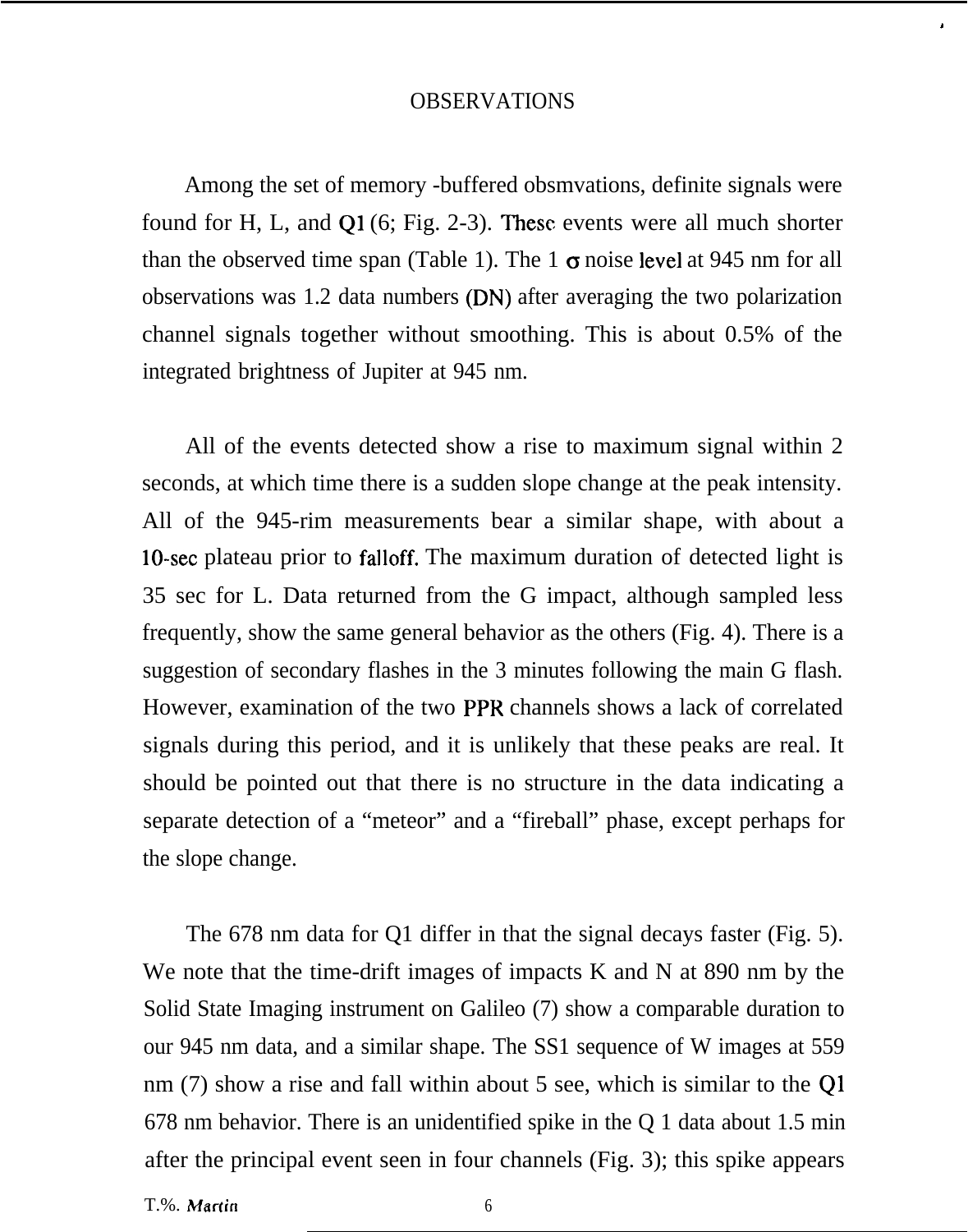## OBSERVATIONS

Among the set of memory -buffered obsmvations, definite signals were found for H, L, and Q1 (6; Fig. 2-3). These events were all much shorter than the observed time span (Table 1). The 1 σ noise level at 945 nm for all observations was 1.2 data numbers (DN) after averaging the two polarization channel signals together without smoothing. This is about 0.5% of the integrated brightness of Jupiter at 945 nm.

All of the events detected show a rise to maximum signal within 2 seconds, at which time there is a sudden slope change at the peak intensity. All of the 945-rim measurements bear a similar shape, with about a 10-sec plateau prior to falloff. The maximum duration of detected light is 35 sec for L. Data returned from the G impact, although sampled less frequently, show the same general behavior as the others (Fig. 4). There is a suggestion of secondary flashes in the 3 minutes following the main G flash. However, examination of the two PPR channels shows a lack of correlated signals during this period, and it is unlikely that these peaks are real. It should be pointed out that there is no structure in the data indicating a separate detection of a "meteor" and a "fireball" phase, except perhaps for the slope change.

The 678 nm data for Q1 differ in that the signal decays faster (Fig. 5). We note that the time-drift images of impacts K and N at 890 nm by the Solid State Imaging instrument on Galileo (7) show a comparable duration to our 945 nm data, and a similar shape. The SS1 sequence of W images at 559 nm (7) show a rise and fall within about 5 see, which is similar to the Q1 678 nm behavior. There is an unidentified spike in the Q 1 data about 1.5 min after the principal event seen in four channels (Fig. 3); this spike appears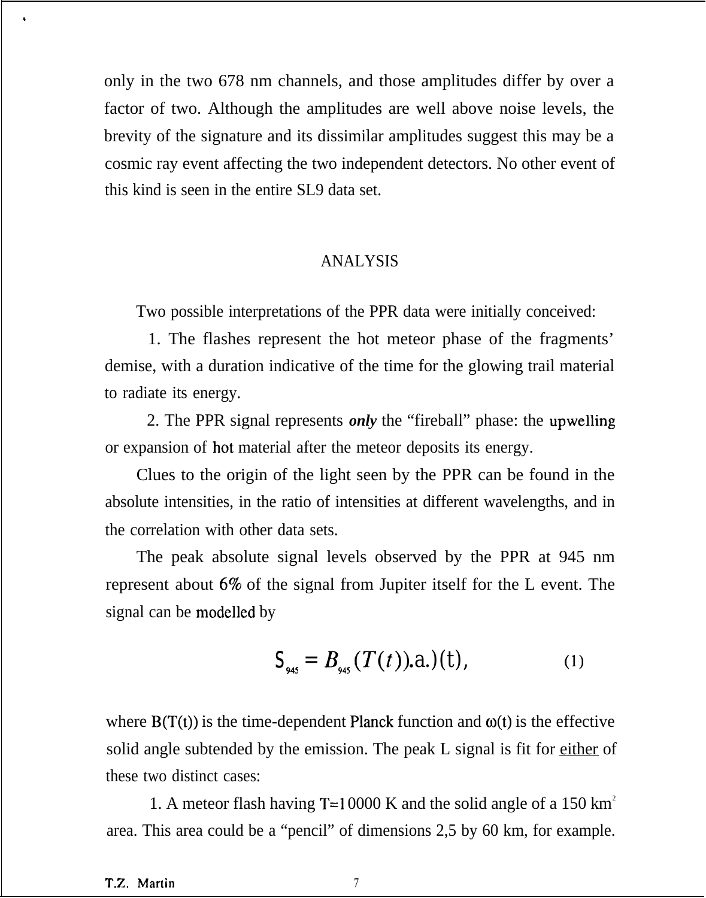only in the two 678 nm channels, and those amplitudes differ by over a factor of two. Although the amplitudes are well above noise levels, the brevity of the signature and its dissimilar amplitudes suggest this may be a cosmic ray event affecting the two independent detectors. No other event of this kind is seen in the entire SL9 data set.

## ANALYSIS

Two possible interpretations of the PPR data were initially conceived:

1. The flashes represent the hot meteor phase of the fragments' demise, with a duration indicative of the time for the glowing trail material to radiate its energy.

2. The PPR signal represents ***only*** the "fireball" phase: the upwelling or expansion of hot material after the meteor deposits its energy.

Clues to the origin of the light seen by the PPR can be found in the absolute intensities, in the ratio of intensities at different wavelengths, and in the correlation with other data sets.

The peak absolute signal levels observed by the PPR at 945 nm represent about 6% of the signal from Jupiter itself for the L event. The signal can be modelled by

$$S_{945} = B_{945}(T(t))\cdot\omega(t), \qquad (1)$$

where $B(T(t))$ is the time-dependent Planck function and $\omega(t)$ is the effective solid angle subtended by the emission. The peak L signal is fit for <u>either</u> of these two distinct cases:

1. A meteor flash having $T=10000$ K and the solid angle of a 150 $km^2$ area. This area could be a "pencil" of dimensions 2,5 by 60 km, for example.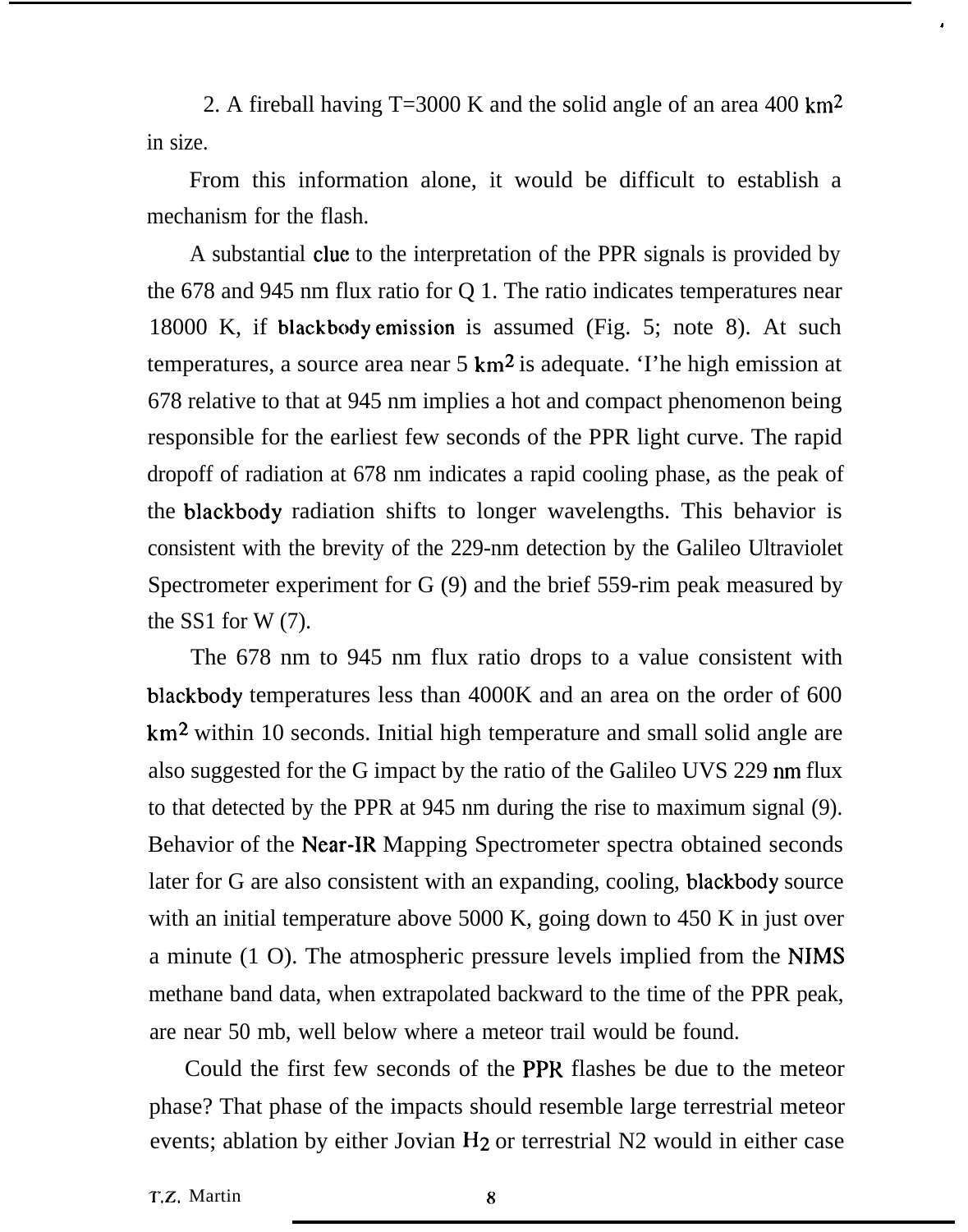2. A fireball having T=3000 K and the solid angle of an area 400 $km^2$ in size.

From this information alone, it would be difficult to establish a mechanism for the flash.

A substantial cluc to the interpretation of the PPR signals is provided by the 678 and 945 nm flux ratio for Q 1. The ratio indicates temperatures near 18000 K, if blackbody emission is assumed (Fig. 5; note 8). At such temperatures, a source area near 5 $km^2$ is adequate. 'I'he high emission at 678 relative to that at 945 nm implies a hot and compact phenomenon being responsible for the earliest few seconds of the PPR light curve. The rapid dropoff of radiation at 678 nm indicates a rapid cooling phase, as the peak of the blackbody radiation shifts to longer wavelengths. This behavior is consistent with the brevity of the 229-nm detection by the Galileo Ultraviolet Spectrometer experiment for G (9) and the brief 559-rim peak measured by the SS1 for W (7).

The 678 nm to 945 nm flux ratio drops to a value consistent with blackbody temperatures less than 4000K and an area on the order of 600 $km^2$ within 10 seconds. Initial high temperature and small solid angle are also suggested for the G impact by the ratio of the Galileo UVS 229 nm flux to that detected by the PPR at 945 nm during the rise to maximum signal (9). Behavior of the Near-IR Mapping Spectrometer spectra obtained seconds later for G are also consistent with an expanding, cooling, blackbody source with an initial temperature above 5000 K, going down to 450 K in just over a minute (1 O). The atmospheric pressure levels implied from the NIMS methane band data, when extrapolated backward to the time of the PPR peak, are near 50 mb, well below where a meteor trail would be found.

Could the first few seconds of the PPR flashes be due to the meteor phase? That phase of the impacts should resemble large terrestrial meteor events; ablation by either Jovian $H_2$ or terrestrial N2 would in either case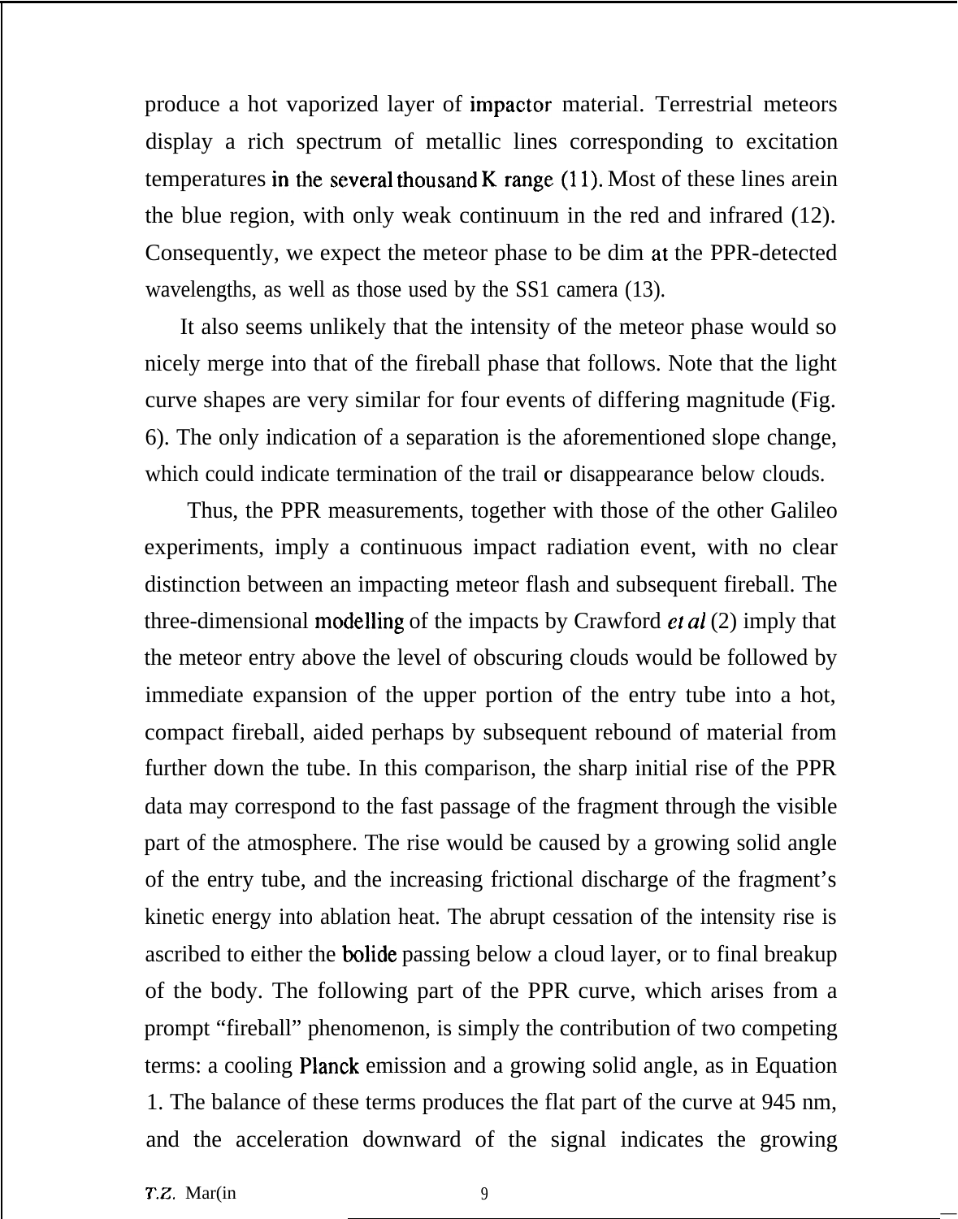produce a hot vaporized layer of impactor material. Terrestrial meteors display a rich spectrum of metallic lines corresponding to excitation temperatures in the several thousand K range (11). Most of these lines arein the blue region, with only weak continuum in the red and infrared (12). Consequently, we expect the meteor phase to be dim at the PPR-detected wavelengths, as well as those used by the SS1 camera (13).

It also seems unlikely that the intensity of the meteor phase would so nicely merge into that of the fireball phase that follows. Note that the light curve shapes are very similar for four events of differing magnitude (Fig. 6). The only indication of a separation is the aforementioned slope change, which could indicate termination of the trail or disappearance below clouds.

Thus, the PPR measurements, together with those of the other Galileo experiments, imply a continuous impact radiation event, with no clear distinction between an impacting meteor flash and subsequent fireball. The three-dimensional modelling of the impacts by Crawford *et al* (2) imply that the meteor entry above the level of obscuring clouds would be followed by immediate expansion of the upper portion of the entry tube into a hot, compact fireball, aided perhaps by subsequent rebound of material from further down the tube. In this comparison, the sharp initial rise of the PPR data may correspond to the fast passage of the fragment through the visible part of the atmosphere. The rise would be caused by a growing solid angle of the entry tube, and the increasing frictional discharge of the fragment's kinetic energy into ablation heat. The abrupt cessation of the intensity rise is ascribed to either the bolide passing below a cloud layer, or to final breakup of the body. The following part of the PPR curve, which arises from a prompt "fireball" phenomenon, is simply the contribution of two competing terms: a cooling Planck emission and a growing solid angle, as in Equation 1. The balance of these terms produces the flat part of the curve at 945 nm, and the acceleration downward of the signal indicates the growing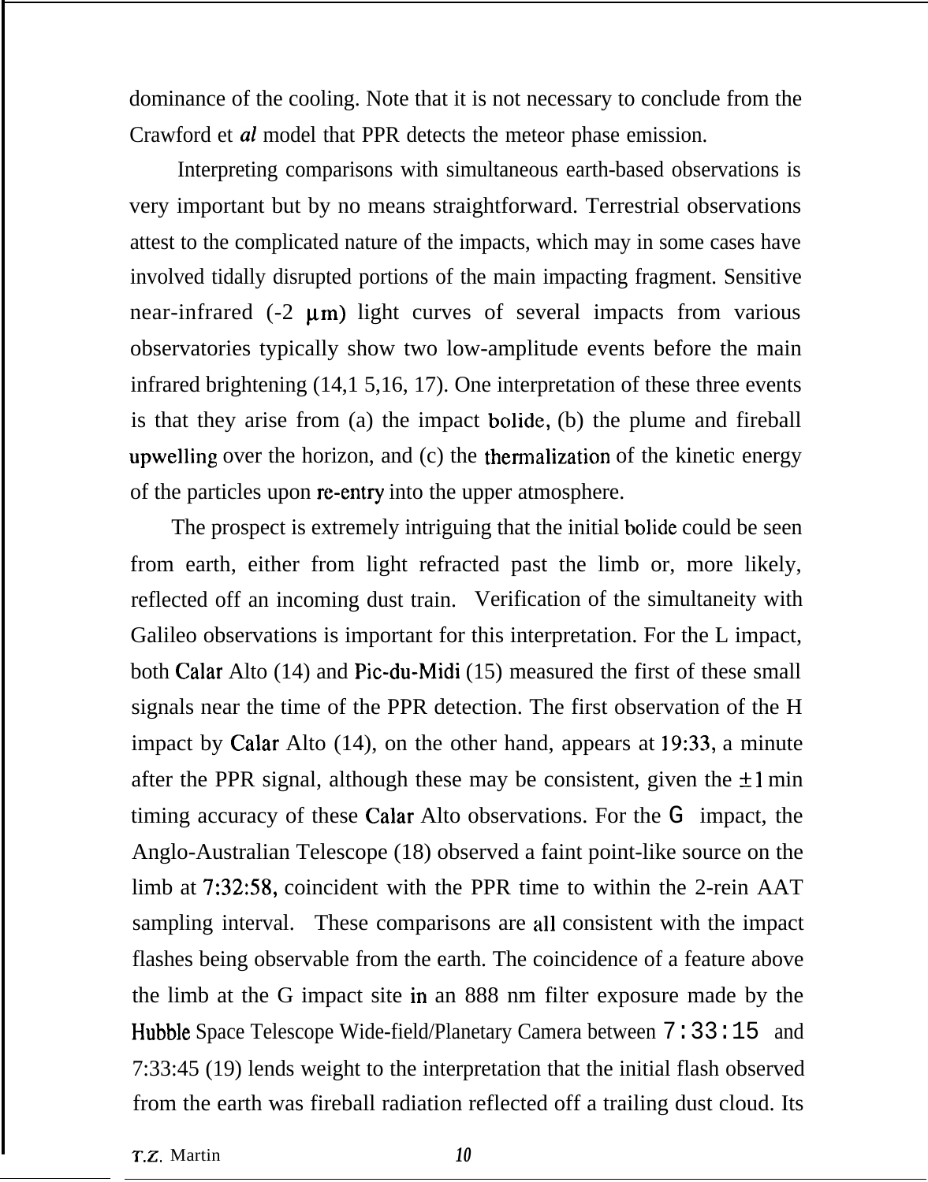dominance of the cooling. Note that it is not necessary to conclude from the Crawford et *al* model that PPR detects the meteor phase emission.

Interpreting comparisons with simultaneous earth-based observations is very important but by no means straightforward. Terrestrial observations attest to the complicated nature of the impacts, which may in some cases have involved tidally disrupted portions of the main impacting fragment. Sensitive near-infrared (-2 μm) light curves of several impacts from various observatories typically show two low-amplitude events before the main infrared brightening (14,1 5,16, 17). One interpretation of these three events is that they arise from (a) the impact bolide, (b) the plume and fireball upwelling over the horizon, and (c) the thermalization of the kinetic energy of the particles upon re-entry into the upper atmosphere.

The prospect is extremely intriguing that the initial bolide could be seen from earth, either from light refracted past the limb or, more likely, reflected off an incoming dust train. Verification of the simultaneity with Galileo observations is important for this interpretation. For the L impact, both Calar Alto (14) and Pic-du-Midi (15) measured the first of these small signals near the time of the PPR detection. The first observation of the H impact by Calar Alto (14), on the other hand, appears at 19:33, a minute after the PPR signal, although these may be consistent, given the ±1 min timing accuracy of these Calar Alto observations. For the G impact, the Anglo-Australian Telescope (18) observed a faint point-like source on the limb at 7:32:58, coincident with the PPR time to within the 2-rein AAT sampling interval. These comparisons are all consistent with the impact flashes being observable from the earth. The coincidence of a feature above the limb at the G impact site in an 888 nm filter exposure made by the Hubble Space Telescope Wide-field/Planetary Camera between 7:33:15 and 7:33:45 (19) lends weight to the interpretation that the initial flash observed from the earth was fireball radiation reflected off a trailing dust cloud. Its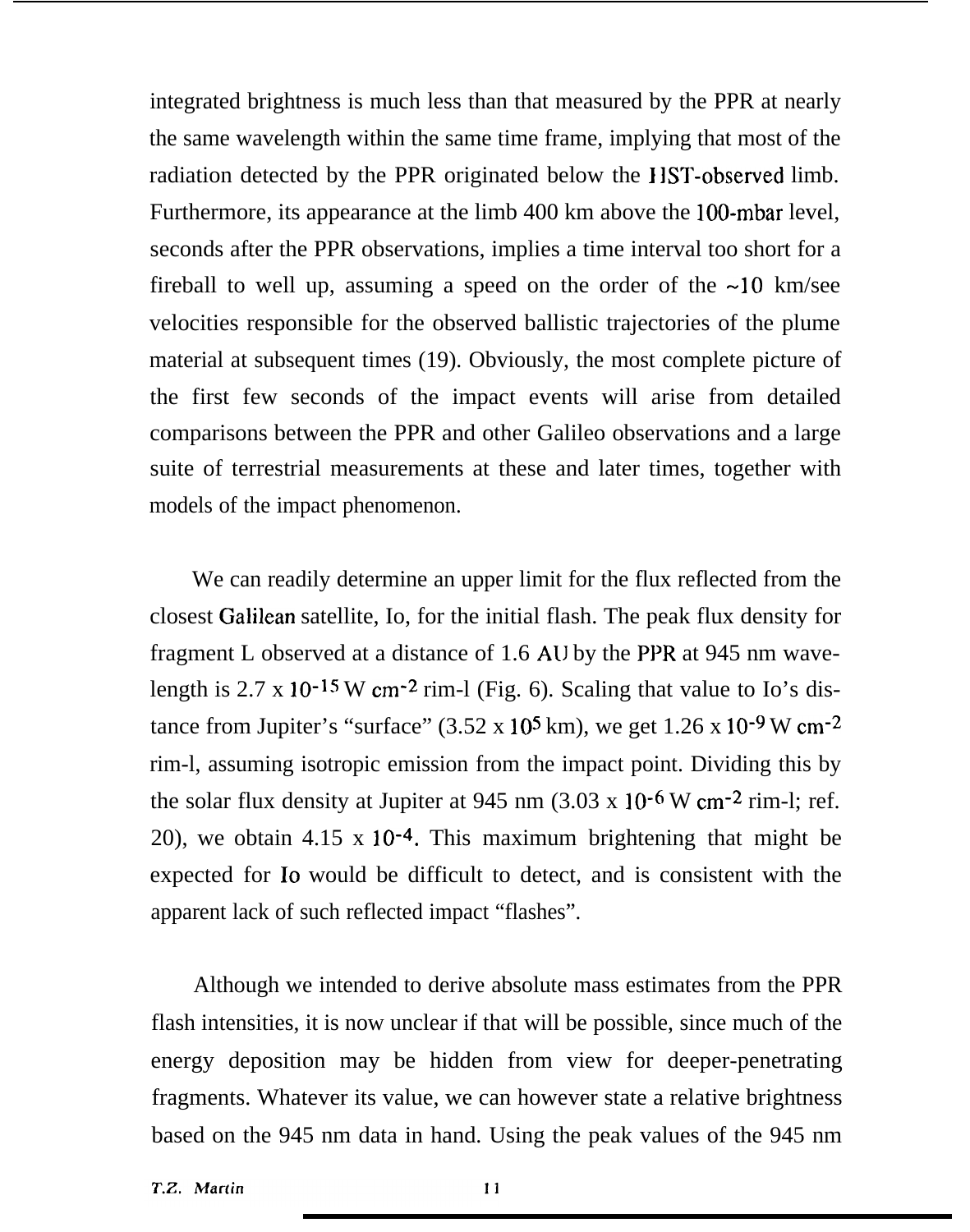integrated brightness is much less than that measured by the PPR at nearly the same wavelength within the same time frame, implying that most of the radiation detected by the PPR originated below the HST-observed limb. Furthermore, its appearance at the limb 400 km above the 100-mbar level, seconds after the PPR observations, implies a time interval too short for a fireball to well up, assuming a speed on the order of the ~10 km/see velocities responsible for the observed ballistic trajectories of the plume material at subsequent times (19). Obviously, the most complete picture of the first few seconds of the impact events will arise from detailed comparisons between the PPR and other Galileo observations and a large suite of terrestrial measurements at these and later times, together with models of the impact phenomenon.

We can readily determine an upper limit for the flux reflected from the closest Galilean satellite, Io, for the initial flash. The peak flux density for fragment L observed at a distance of 1.6 AU by the PPR at 945 nm wavelength is 2.7 x $10^{-15}$ W $cm^{-2}$ rim-l (Fig. 6). Scaling that value to Io's distance from Jupiter's "surface" (3.52 x $10^{5}$ km), we get 1.26 x $10^{-9}$ W $cm^{-2}$ rim-l, assuming isotropic emission from the impact point. Dividing this by the solar flux density at Jupiter at 945 nm (3.03 x $10^{-6}$ W $cm^{-2}$ rim-l; ref. 20), we obtain 4.15 x $10^{-4}$. This maximum brightening that might be expected for Io would be difficult to detect, and is consistent with the apparent lack of such reflected impact "flashes".

Although we intended to derive absolute mass estimates from the PPR flash intensities, it is now unclear if that will be possible, since much of the energy deposition may be hidden from view for deeper-penetrating fragments. Whatever its value, we can however state a relative brightness based on the 945 nm data in hand. Using the peak values of the 945 nm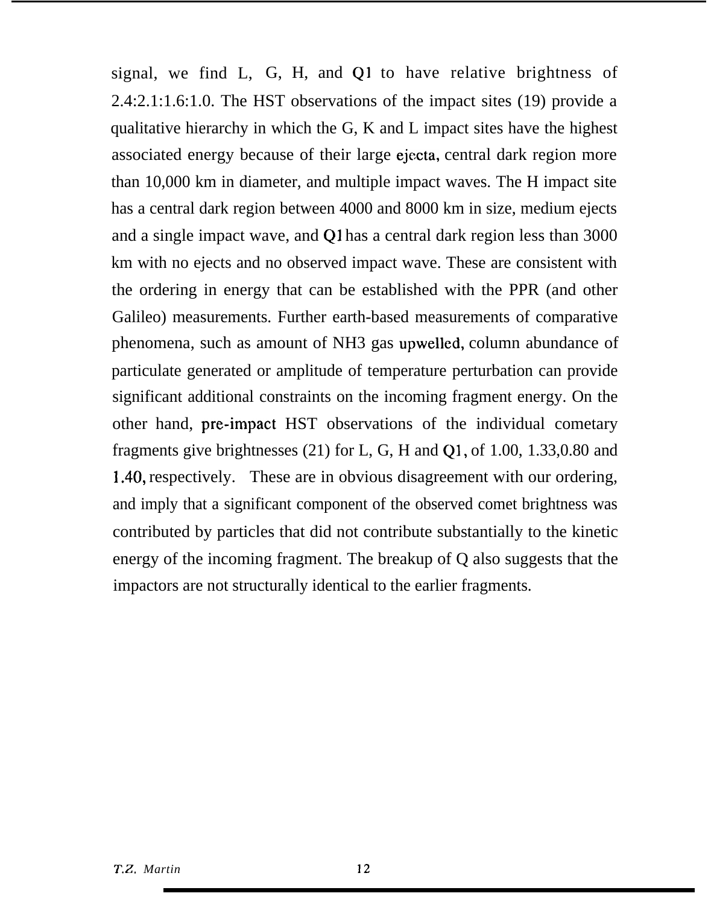signal, we find L, G, H, and Q1 to have relative brightness of 2.4:2.1:1.6:1.0. The HST observations of the impact sites (19) provide a qualitative hierarchy in which the G, K and L impact sites have the highest associated energy because of their large ejecta, central dark region more than 10,000 km in diameter, and multiple impact waves. The H impact site has a central dark region between 4000 and 8000 km in size, medium ejects and a single impact wave, and Q1 has a central dark region less than 3000 km with no ejects and no observed impact wave. These are consistent with the ordering in energy that can be established with the PPR (and other Galileo) measurements. Further earth-based measurements of comparative phenomena, such as amount of NH3 gas upwelled, column abundance of particulate generated or amplitude of temperature perturbation can provide significant additional constraints on the incoming fragment energy. On the other hand, pre-impact HST observations of the individual cometary fragments give brightnesses (21) for L, G, H and Q1, of 1.00, 1.33,0.80 and 1.40, respectively. These are in obvious disagreement with our ordering, and imply that a significant component of the observed comet brightness was contributed by particles that did not contribute substantially to the kinetic energy of the incoming fragment. The breakup of Q also suggests that the impactors are not structurally identical to the earlier fragments.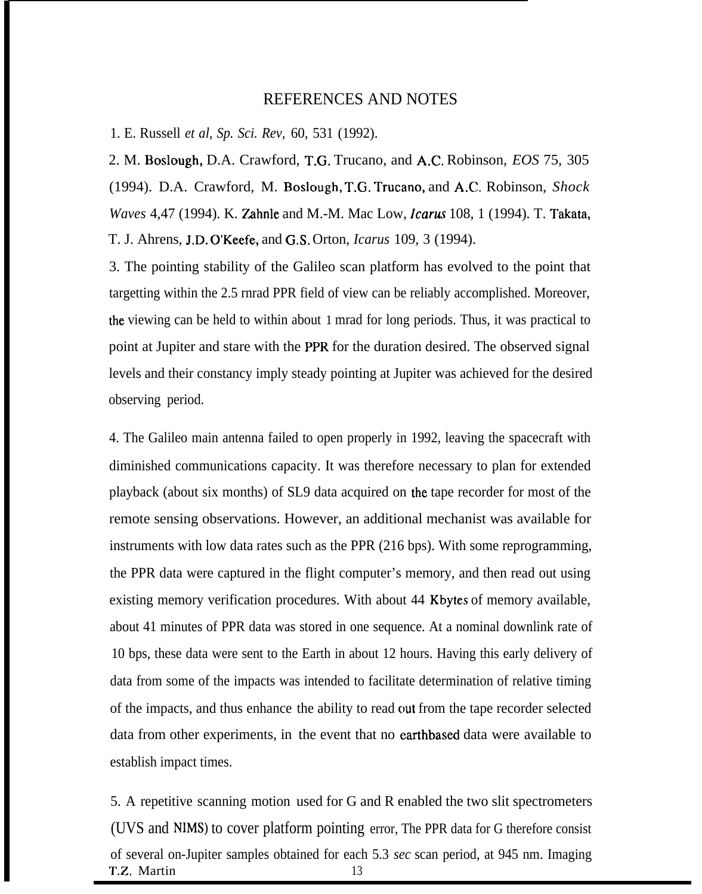## REFERENCES AND NOTES

1. E. Russell *et al*, *Sp. Sci. Rev*, 60, 531 (1992).

2. M. Boslough, D.A. Crawford, T.G. Trucano, and A.C. Robinson, *EOS* 75, 305 (1994). D.A. Crawford, M. Boslough, T.G. Trucano, and A.C. Robinson, *Shock Waves* 4,47 (1994). K. Zahnle and M.-M. Mac Low, *Icarus* 108, 1 (1994). T. Takata, T. J. Ahrens, J.D. O'Keefe, and G.S. Orton, *Icarus* 109, 3 (1994).

3. The pointing stability of the Galileo scan platform has evolved to the point that targetting within the 2.5 rnrad PPR field of view can be reliably accomplished. Moreover, the viewing can be held to within about 1 mrad for long periods. Thus, it was practical to point at Jupiter and stare with the PPR for the duration desired. The observed signal levels and their constancy imply steady pointing at Jupiter was achieved for the desired observing period.

4. The Galileo main antenna failed to open properly in 1992, leaving the spacecraft with diminished communications capacity. It was therefore necessary to plan for extended playback (about six months) of SL9 data acquired on the tape recorder for most of the remote sensing observations. However, an additional mechanist was available for instruments with low data rates such as the PPR (216 bps). With some reprogramming, the PPR data were captured in the flight computer's memory, and then read out using existing memory verification procedures. With about 44 Kbytes of memory available, about 41 minutes of PPR data was stored in one sequence. At a nominal downlink rate of 10 bps, these data were sent to the Earth in about 12 hours. Having this early delivery of data from some of the impacts was intended to facilitate determination of relative timing of the impacts, and thus enhance the ability to read out from the tape recorder selected data from other experiments, in the event that no earthbased data were available to establish impact times.

5. A repetitive scanning motion used for G and R enabled the two slit spectrometers (UVS and NIMS) to cover platform pointing error, The PPR data for G therefore consist of several on-Jupiter samples obtained for each 5.3 *sec* scan period, at 945 nm. Imaging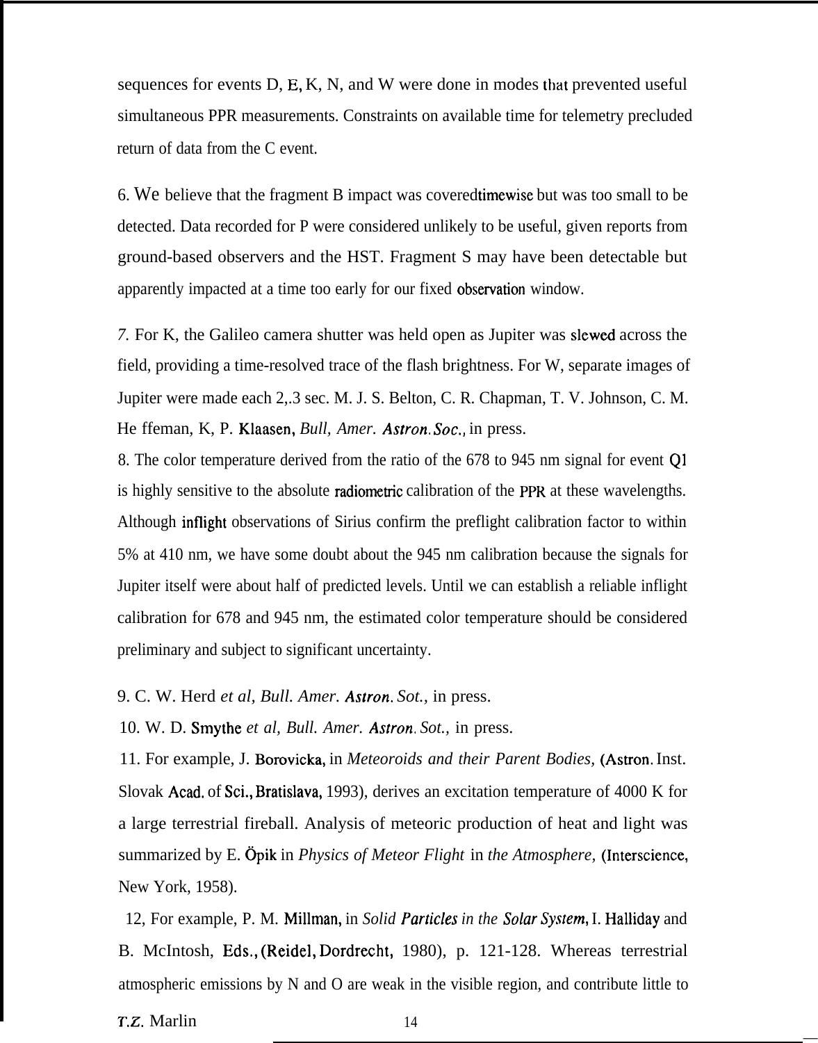sequences for events D, E, K, N, and W were done in modes that prevented useful simultaneous PPR measurements. Constraints on available time for telemetry precluded return of data from the C event.

6. We believe that the fragment B impact was coveredtimewise but was too small to be detected. Data recorded for P were considered unlikely to be useful, given reports from ground-based observers and the HST. Fragment S may have been detectable but apparently impacted at a time too early for our fixed observation window.

*7.* For K, the Galileo camera shutter was held open as Jupiter was slewed across the field, providing a time-resolved trace of the flash brightness. For W, separate images of Jupiter were made each 2,.3 sec. M. J. S. Belton, C. R. Chapman, T. V. Johnson, C. M. He ffeman, K, P. Klaasen, *Bull, Amer. Astron. Soc.,* in press.

8. The color temperature derived from the ratio of the 678 to 945 nm signal for event Q1 is highly sensitive to the absolute radiometric calibration of the PPR at these wavelengths. Although inflight observations of Sirius confirm the preflight calibration factor to within 5% at 410 nm, we have some doubt about the 945 nm calibration because the signals for Jupiter itself were about half of predicted levels. Until we can establish a reliable inflight calibration for 678 and 945 nm, the estimated color temperature should be considered preliminary and subject to significant uncertainty.

9. C. W. Herd *et al, Bull. Amer. Astron. Sot.,* in press.

10. W. D. Smythe *et al, Bull. Amer. Astron. Sot.,* in press.

11. For example, J. Borovicka, in *Meteoroids and their Parent Bodies,* (Astron. Inst. Slovak Acad. of Sci., Bratislava, 1993), derives an excitation temperature of 4000 K for a large terrestrial fireball. Analysis of meteoric production of heat and light was summarized by E. Öpik in *Physics of Meteor Flight* in *the Atmosphere,* (Interscience, New York, 1958).

12, For example, P. M. Millman, in *Solid Particles in the Solar System,* I. Halliday and B. McIntosh, Eds., (Reidel, Dordrecht, 1980), p. 121-128. Whereas terrestrial atmospheric emissions by N and O are weak in the visible region, and contribute little to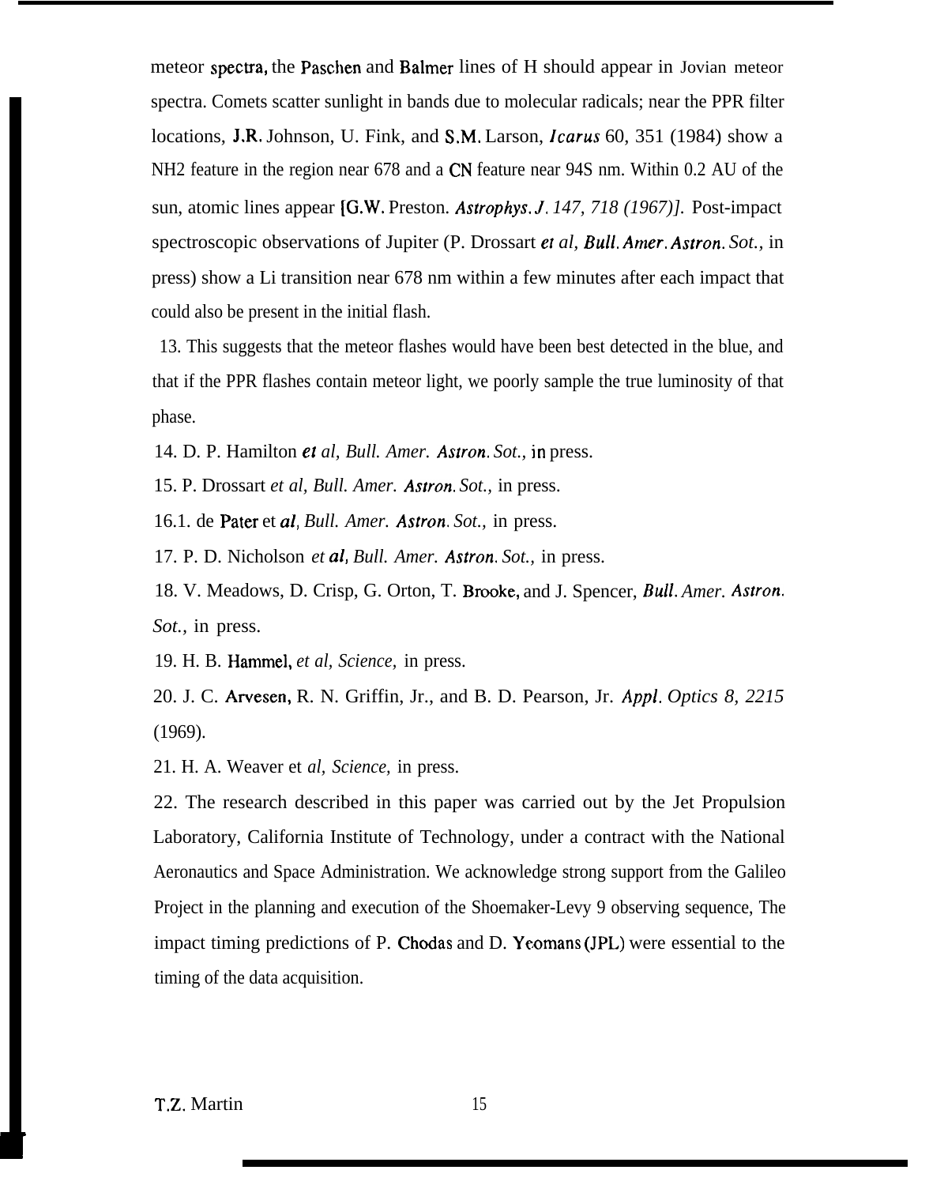meteor spectra, the Paschen and Balmer lines of H should appear in Jovian meteor spectra. Comets scatter sunlight in bands due to molecular radicals; near the PPR filter locations, J.R. Johnson, U. Fink, and S.M. Larson, *Icarus* 60, 351 (1984) show a NH2 feature in the region near 678 and a CN feature near 94S nm. Within 0.2 AU of the sun, atomic lines appear [G.W. Preston. *Astrophys. J. 147, 718 (1967)].* Post-impact spectroscopic observations of Jupiter (P. Drossart *et al, Bull. Amer. Astron. Sot.,* in press) show a Li transition near 678 nm within a few minutes after each impact that could also be present in the initial flash.

13. This suggests that the meteor flashes would have been best detected in the blue, and that if the PPR flashes contain meteor light, we poorly sample the true luminosity of that phase.

14. D. P. Hamilton *et al, Bull. Amer. Astron. Sot.,* in press.

15. P. Drossart *et al, Bull. Amer. Astron. Sot.,* in press.

16.1. de Pater et *al, Bull. Amer. Astron. Sot.,* in press.

17. P. D. Nicholson *et al, Bull. Amer. Astron. Sot.,* in press.

18. V. Meadows, D. Crisp, G. Orton, T. Brooke, and J. Spencer, *Bull. Amer. Astron. Sot.,* in press.

19. H. B. Hammel, *et al, Science,* in press.

20. J. C. Arvesen, R. N. Griffin, Jr., and B. D. Pearson, Jr. *Appl. Optics 8, 2215* (1969).

21. H. A. Weaver et *al, Science,* in press.

22. The research described in this paper was carried out by the Jet Propulsion Laboratory, California Institute of Technology, under a contract with the National Aeronautics and Space Administration. We acknowledge strong support from the Galileo Project in the planning and execution of the Shoemaker-Levy 9 observing sequence, The impact timing predictions of P. Chodas and D. Yeomans (JPL) were essential to the timing of the data acquisition.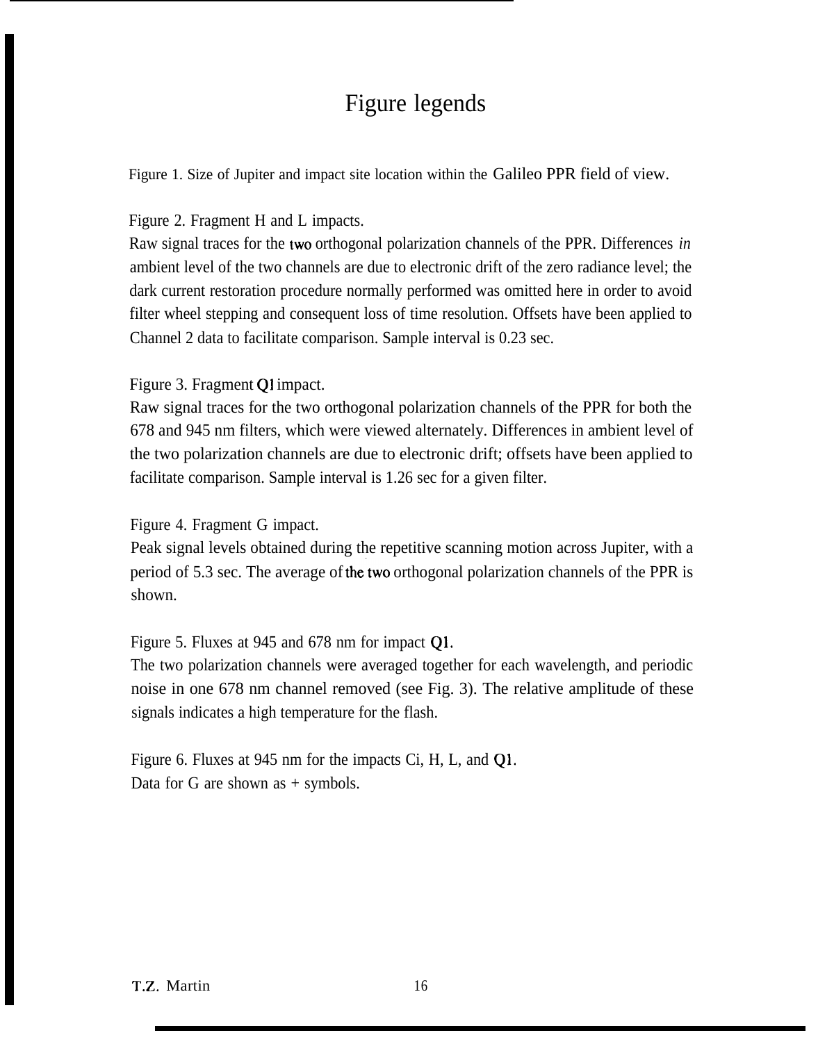# Figure legends

Figure 1. Size of Jupiter and impact site location within the Galileo PPR field of view.

Figure 2. Fragment H and L impacts.
Raw signal traces for the two orthogonal polarization channels of the PPR. Differences *in* ambient level of the two channels are due to electronic drift of the zero radiance level; the dark current restoration procedure normally performed was omitted here in order to avoid filter wheel stepping and consequent loss of time resolution. Offsets have been applied to Channel 2 data to facilitate comparison. Sample interval is 0.23 sec.

Figure 3. Fragment Q1 impact.
Raw signal traces for the two orthogonal polarization channels of the PPR for both the 678 and 945 nm filters, which were viewed alternately. Differences in ambient level of the two polarization channels are due to electronic drift; offsets have been applied to facilitate comparison. Sample interval is 1.26 sec for a given filter.

Figure 4. Fragment G impact.
Peak signal levels obtained during the repetitive scanning motion across Jupiter, with a period of 5.3 sec. The average of the two orthogonal polarization channels of the PPR is shown.

Figure 5. Fluxes at 945 and 678 nm for impact Q1.
The two polarization channels were averaged together for each wavelength, and periodic noise in one 678 nm channel removed (see Fig. 3). The relative amplitude of these signals indicates a high temperature for the flash.

Figure 6. Fluxes at 945 nm for the impacts Ci, H, L, and Q1.
Data for G are shown as + symbols.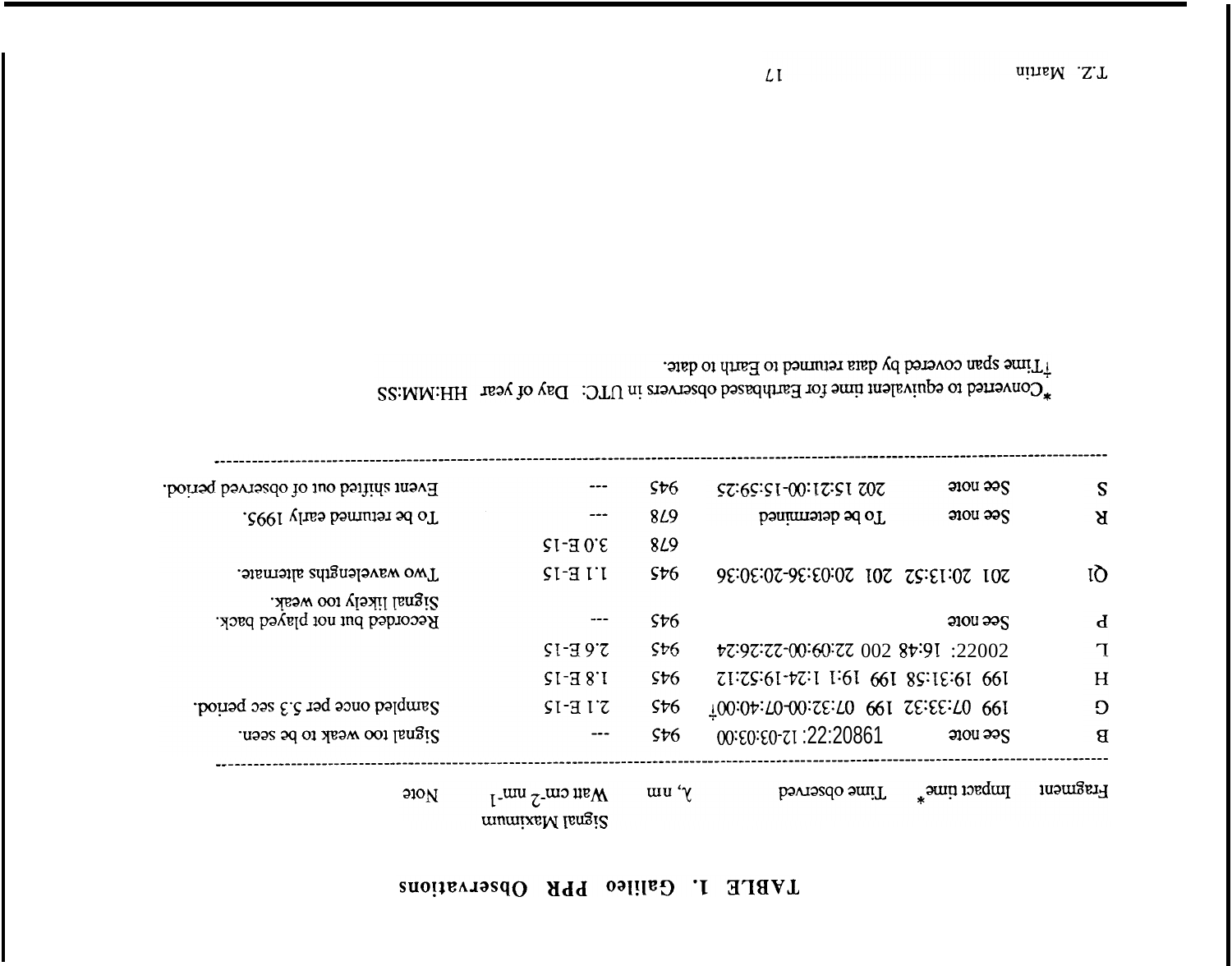# TABLE 1. Galileo PPR Observations

| Fragment | Impact time* | Time observed | λ, nm | Signal Maximum Watt cm$^{-2}$ nm$^{-1}$ | Note |
|---|---|---|---|---|---|
| B | See note | 19802:22: 12-03:03:00 | 945 | --- | Signal too weak to be seen. |
| G | 199 07:33:32 | 199 07:32:00-07:40:00† | 945 | 2.1 E-15 | Sampled once per 5.3 sec period. |
| H | 199 19:31:58 | 199 19:1 1:24-19:52:12 | 945 | 1.8 E-15 | |
| L | 20022: 16:48 | 200 22:09:00-22:26:24 | 945 | 2.6 E-15 | |
| P | See note | | 945 | --- | Recorded but not played back. Signal likely too weak. |
| Q1 | 201 20:13:52 | 201 20:03:36-20:30:36 | 945 | 1.1 E-15 | Two wavelengths alternate. |
| | | | 678 | 3.0 E-15 | |
| R | See note | To be determined | 678 | --- | To be returned early 1995. |
| S | See note | 202 15:21:00-15:59:25 | 945 | --- | Event shifted out of observed period. |

*Converted to equivalent time for Earthbased observers in UTC: Day of year HH:MM:SS

†Time span covered by data returned to Earth to date.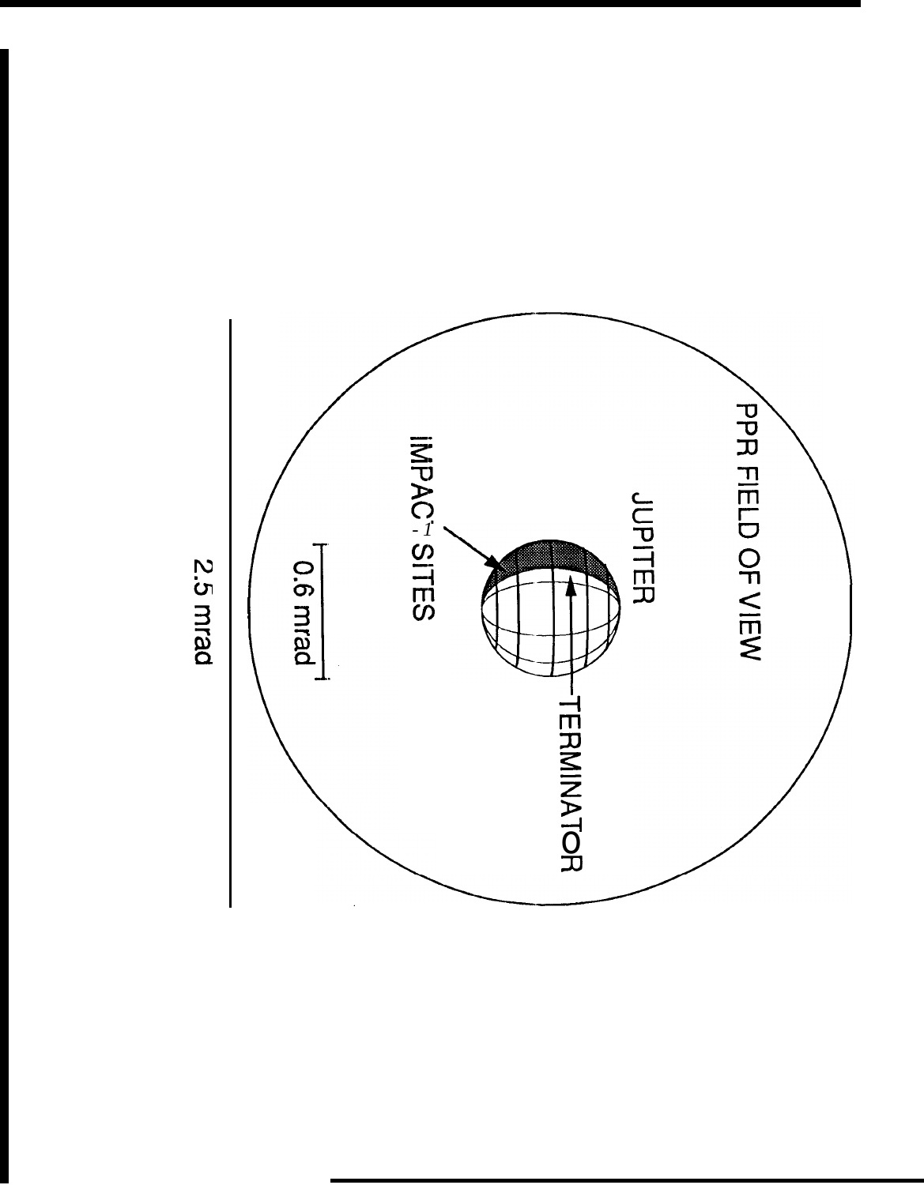PPR FIELD OF VIEW

JUPITER

IMPACT SITES

TERMINATOR

0.6 mrad

2.5 mrad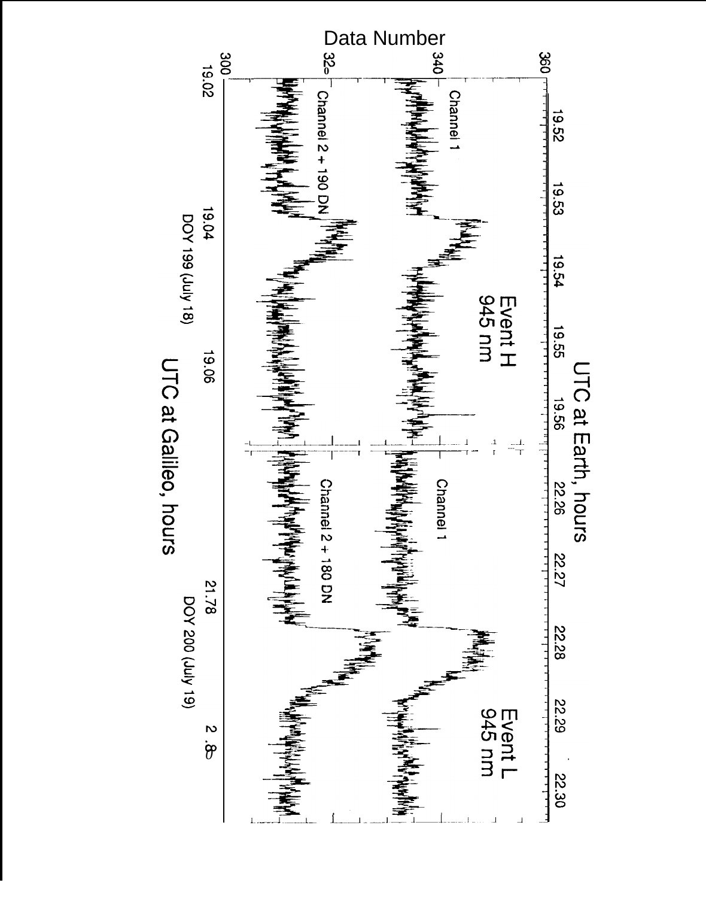UTC at Earth, hours

19.52 19.53 19.54 19.55 19.56 22.26 22.27 22.28 22.29 22.30

Data Number

360 340 320 300

Event H
945 nm

Event L
945 nm

Channel 1

Channel 2 + 190 DN

Channel 1

Channel 2 + 180 DN

19.02 19.04 19.06 21.78 21.80

DOY 199 (July 18)

DOY 200 (July 19)

UTC at Galileo, hours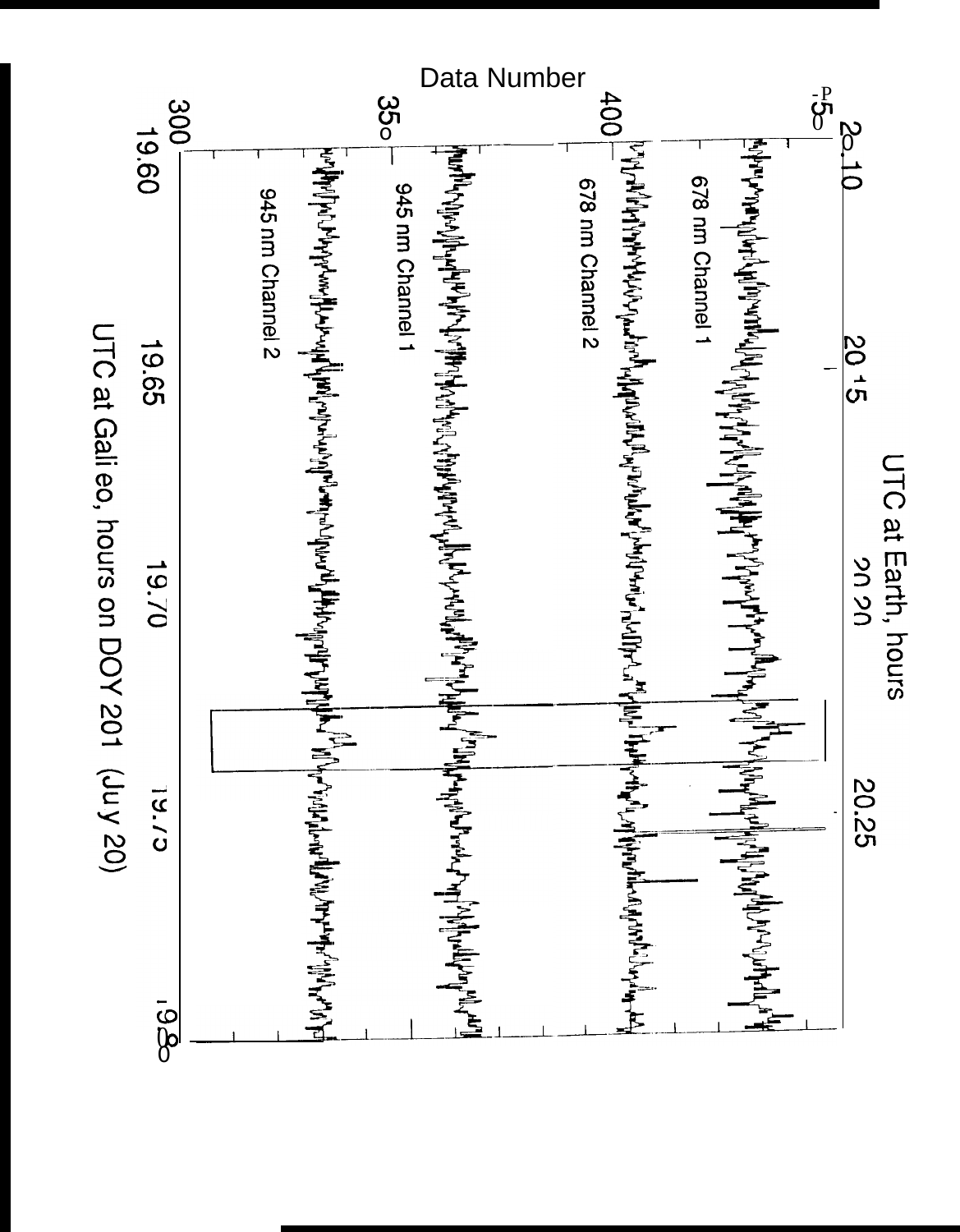Data Number

UTC at Earth, hours

20.10 20.15 20.20 20.25

300 350 400 450

678 nm Channel 1

678 nm Channel 2

945 nm Channel 1

945 nm Channel 2

19.60 19.65 19.70 19.75 19.80

UTC at Galileo, hours on DOY 201 (July 20)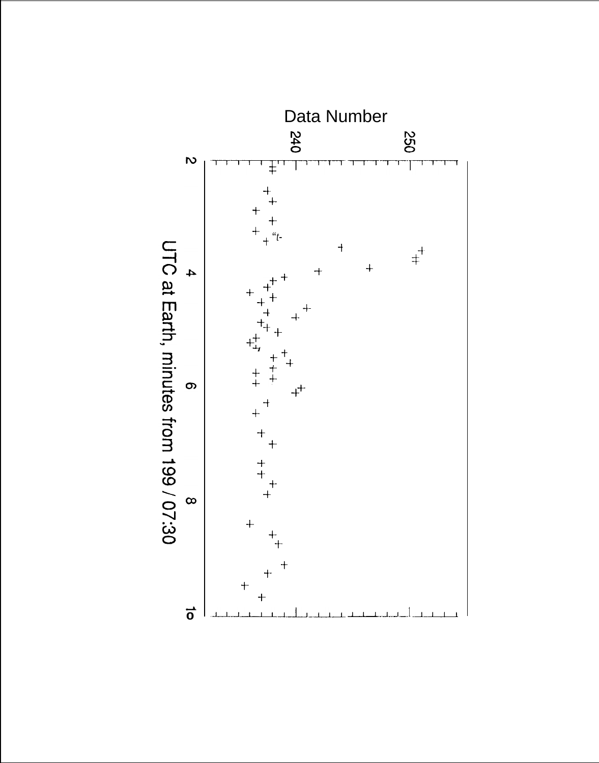Data Number

240

250

2

4

6

8

10

UTC at Earth, minutes from 199 / 07:30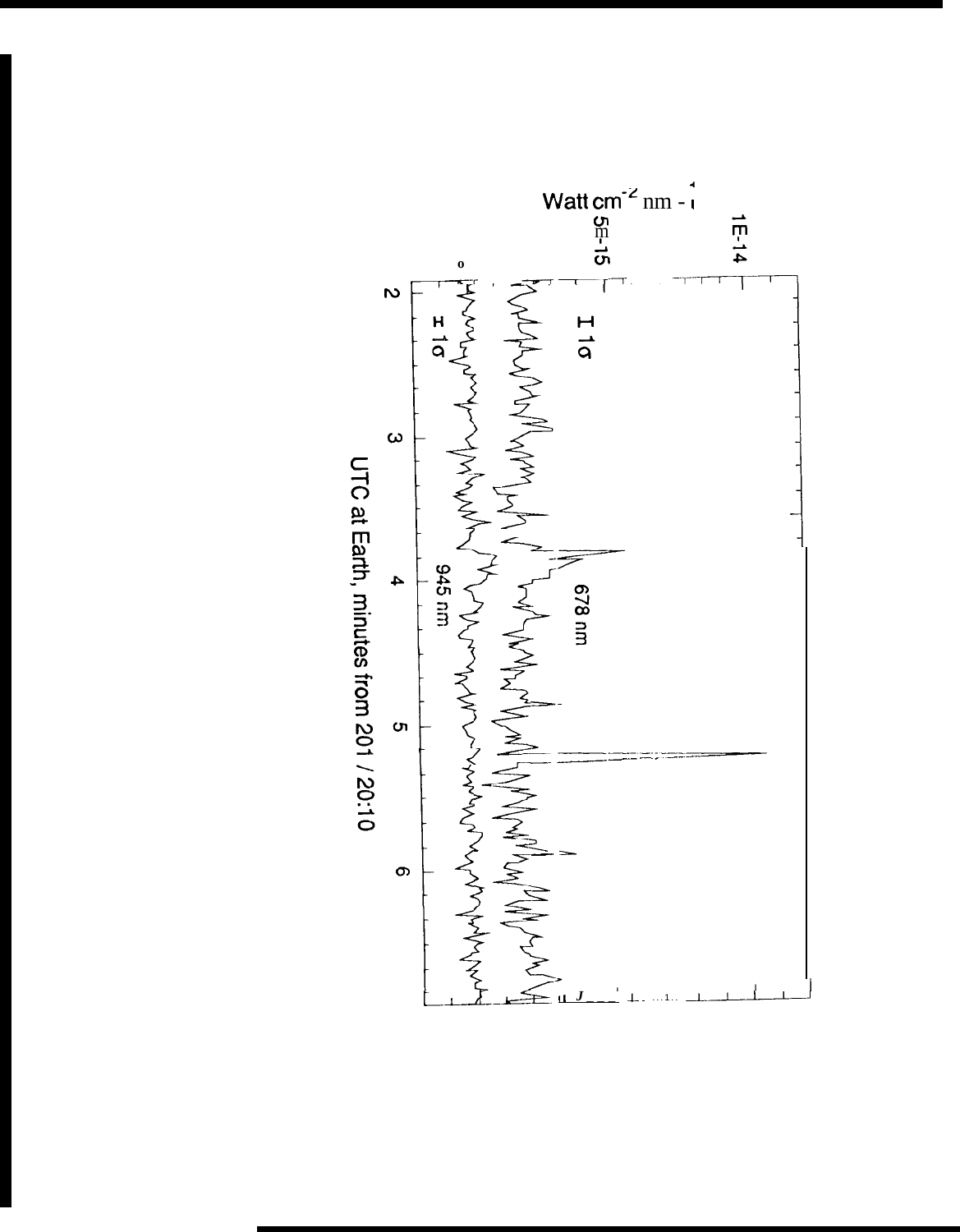Watt cm$^{-2}$ nm$^{-1}$

1E-14

5E-15

0

I 1σ

I 1σ

678 nm

945 nm

2 3 4 5 6

UTC at Earth, minutes from 201 / 20:10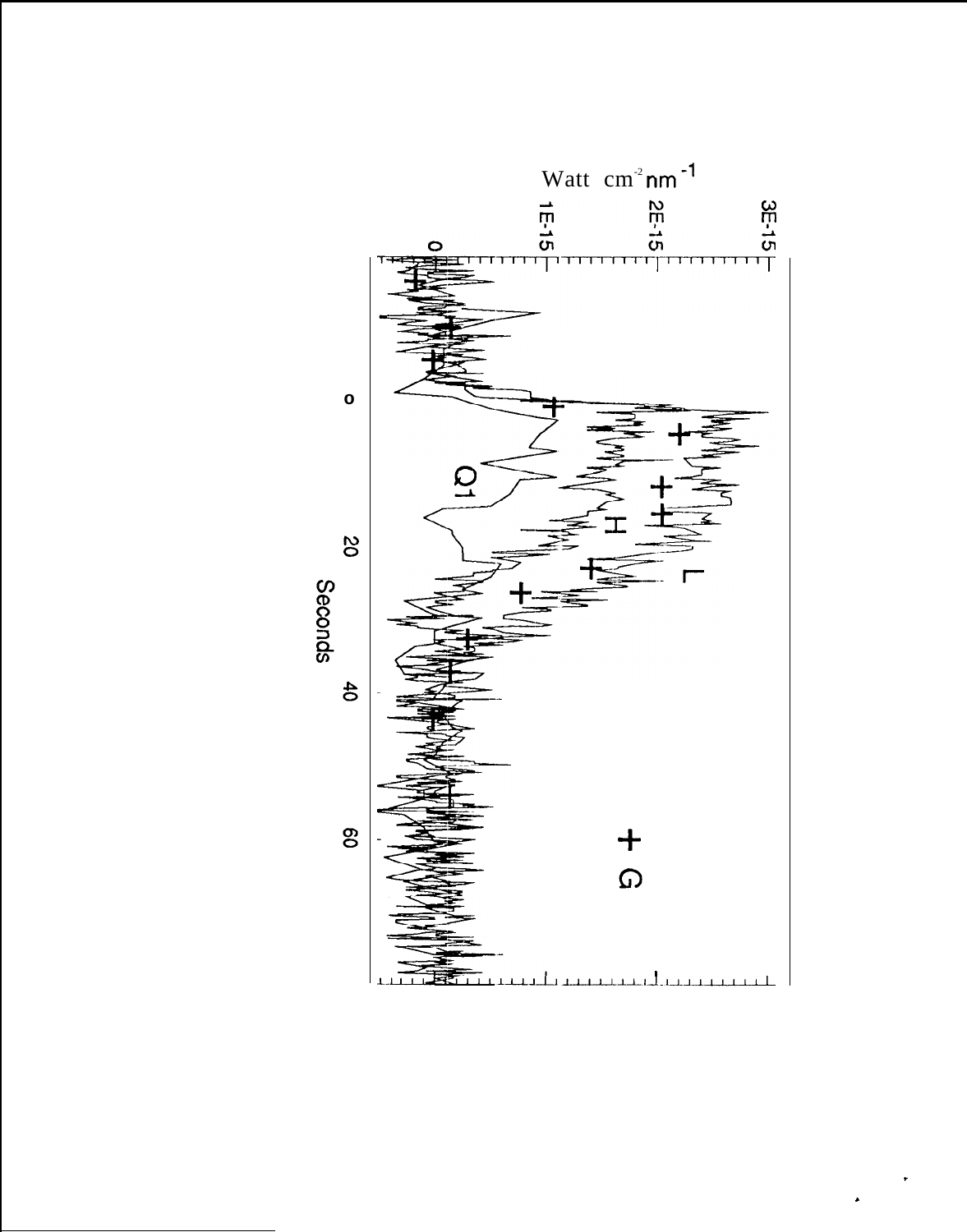Watt cm$^{-2}$ nm$^{-1}$

3E-15

2E-15

1E-15

0

L

H

Q1

+ G

0

20

40

60

Seconds